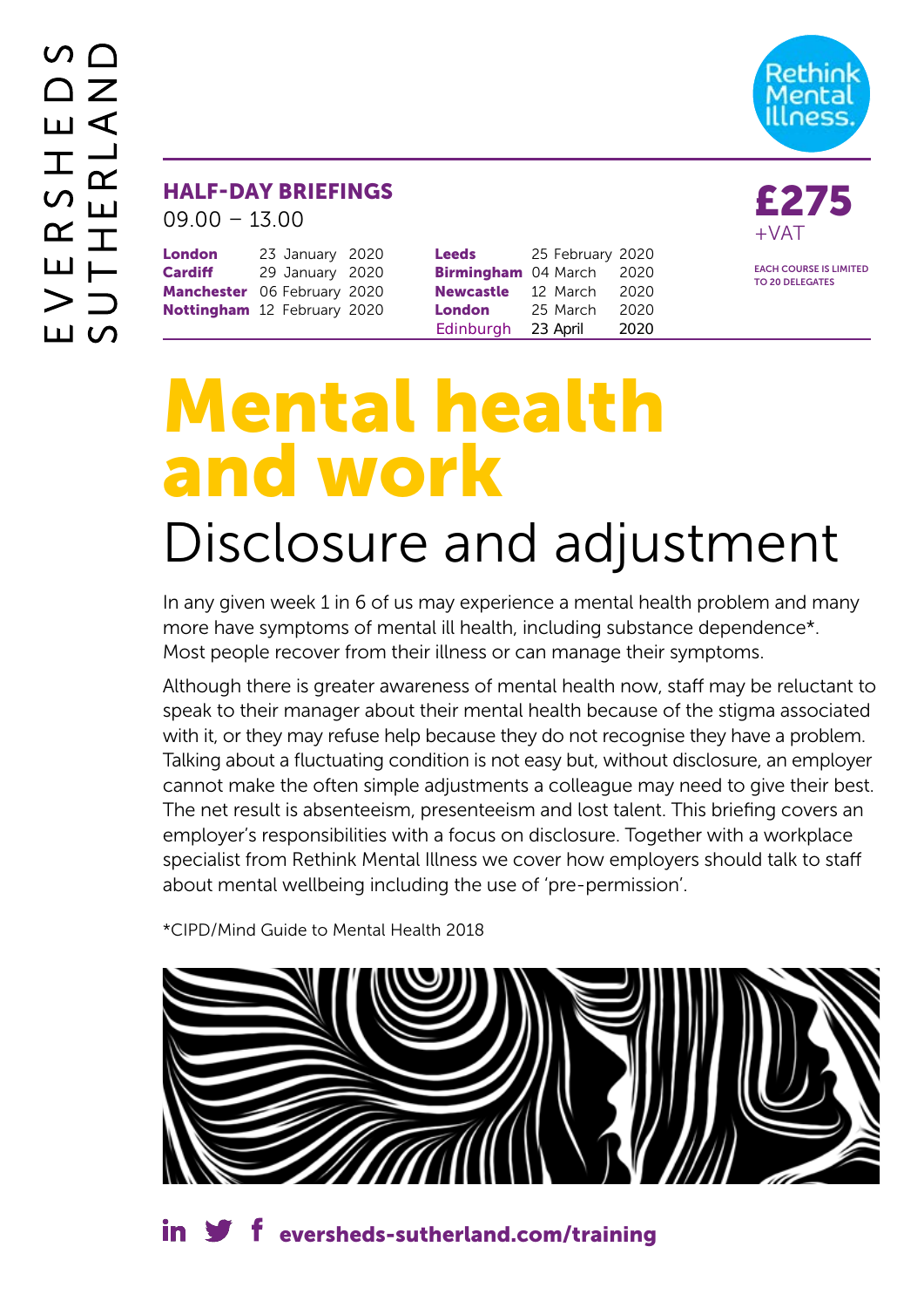EVERSHEDS SUTHERLAND

Rethink Mental Illness.

## HALF-DAY BRIEFINGS

09.00 – 13.00

| | |
|---|---|
| **London** | 23 January 2020 |
| **Cardiff** | 29 January 2020 |
| **Manchester** | 06 February 2020 |
| **Nottingham** | 12 February 2020 |
| **Leeds** | 25 February 2020 |
| **Birmingham** | 04 March 2020 |
| **Newcastle** | 12 March 2020 |
| **London** | 25 March 2020 |
| Edinburgh | 23 April 2020 |

**£275** +VAT

EACH COURSE IS LIMITED TO 20 DELEGATES

# Mental health and work

## Disclosure and adjustment

In any given week 1 in 6 of us may experience a mental health problem and many more have symptoms of mental ill health, including substance dependence*. Most people recover from their illness or can manage their symptoms.

Although there is greater awareness of mental health now, staff may be reluctant to speak to their manager about their mental health because of the stigma associated with it, or they may refuse help because they do not recognise they have a problem. Talking about a fluctuating condition is not easy but, without disclosure, an employer cannot make the often simple adjustments a colleague may need to give their best. The net result is absenteeism, presenteeism and lost talent. This briefing covers an employer's responsibilities with a focus on disclosure. Together with a workplace specialist from Rethink Mental Illness we cover how employers should talk to staff about mental wellbeing including the use of 'pre-permission'.

*CIPD/Mind Guide to Mental Health 2018

**eversheds-sutherland.com/training**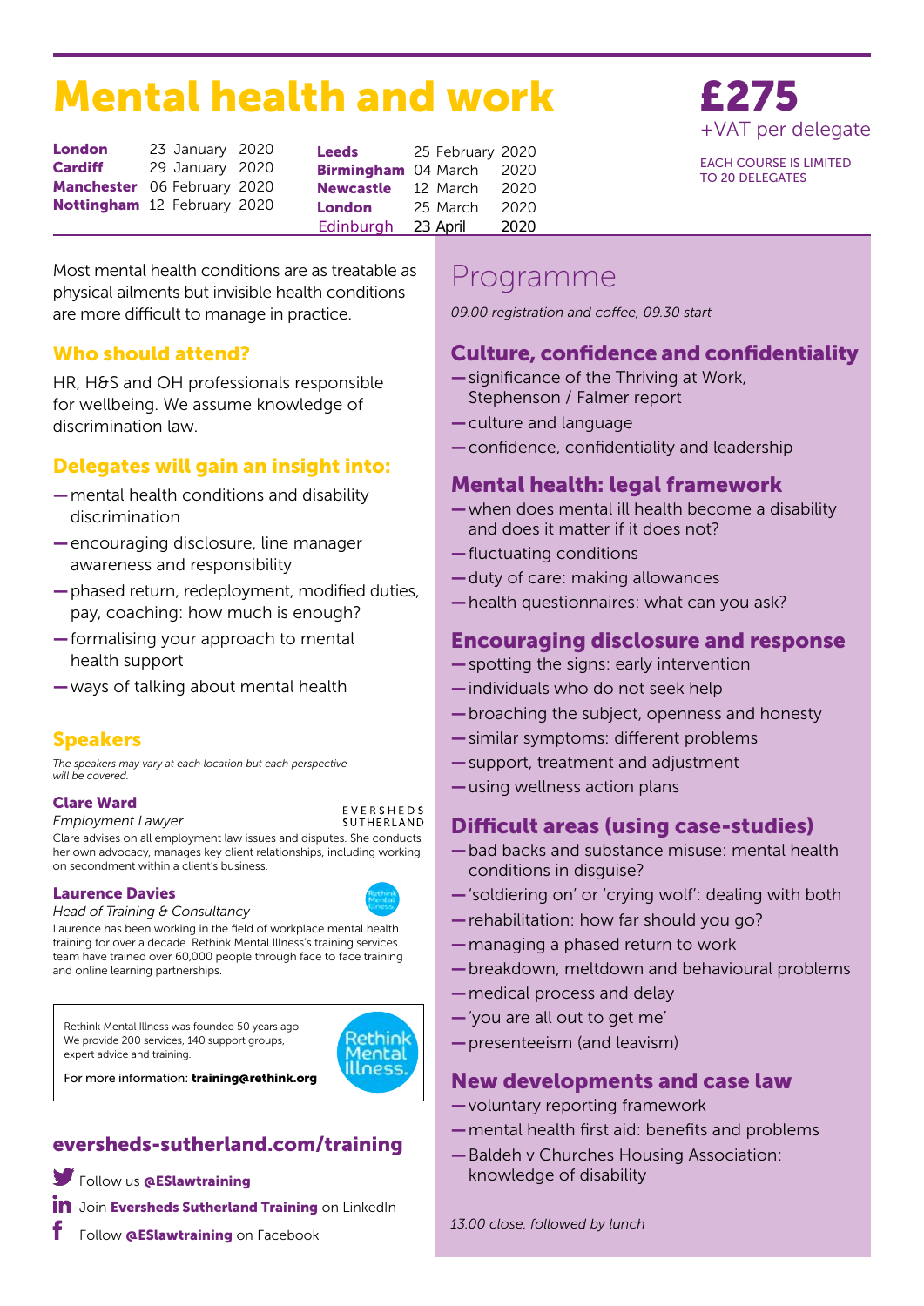# Mental health and work

| | | | | | |
|---|---|---|---|---|---|
| **London** | 23 January 2020 | **Leeds** | 25 February 2020 |
| **Cardiff** | 29 January 2020 | **Birmingham** | 04 March 2020 |
| **Manchester** | 06 February 2020 | **Newcastle** | 12 March 2020 |
| **Nottingham** | 12 February 2020 | **London** | 25 March 2020 |
| | | Edinburgh | 23 April 2020 |

**£275**
+VAT per delegate

EACH COURSE IS LIMITED TO 20 DELEGATES

Most mental health conditions are as treatable as physical ailments but invisible health conditions are more difficult to manage in practice.

## Who should attend?

HR, H&S and OH professionals responsible for wellbeing. We assume knowledge of discrimination law.

## Delegates will gain an insight into:

- mental health conditions and disability discrimination
- encouraging disclosure, line manager awareness and responsibility
- phased return, redeployment, modified duties, pay, coaching: how much is enough?
- formalising your approach to mental health support
- ways of talking about mental health

## Speakers

*The speakers may vary at each location but each perspective will be covered.*

### Clare Ward

*Employment Lawyer*

EVERSHEDS SUTHERLAND

Clare advises on all employment law issues and disputes. She conducts her own advocacy, manages key client relationships, including working on secondment within a client's business.

### Laurence Davies

*Head of Training & Consultancy*

Laurence has been working in the field of workplace mental health training for over a decade. Rethink Mental Illness's training services team have trained over 60,000 people through face to face training and online learning partnerships.

Rethink Mental Illness was founded 50 years ago. We provide 200 services, 140 support groups, expert advice and training.

For more information: **training@rethink.org**

## eversheds-sutherland.com/training

Follow us **@ESlawtraining**

Join **Eversheds Sutherland Training** on LinkedIn

Follow **@ESlawtraining** on Facebook

# Programme

*09.00 registration and coffee, 09.30 start*

## Culture, confidence and confidentiality

- significance of the Thriving at Work, Stephenson / Falmer report
- culture and language
- confidence, confidentiality and leadership

## Mental health: legal framework

- when does mental ill health become a disability and does it matter if it does not?
- fluctuating conditions
- duty of care: making allowances
- health questionnaires: what can you ask?

## Encouraging disclosure and response

- spotting the signs: early intervention
- individuals who do not seek help
- broaching the subject, openness and honesty
- similar symptoms: different problems
- support, treatment and adjustment
- using wellness action plans

## Difficult areas (using case-studies)

- bad backs and substance misuse: mental health conditions in disguise?
- 'soldiering on' or 'crying wolf': dealing with both
- rehabilitation: how far should you go?
- managing a phased return to work
- breakdown, meltdown and behavioural problems
- medical process and delay
- 'you are all out to get me'
- presenteeism (and leavism)

## New developments and case law

- voluntary reporting framework
- mental health first aid: benefits and problems
- Baldeh v Churches Housing Association: knowledge of disability

*13.00 close, followed by lunch*